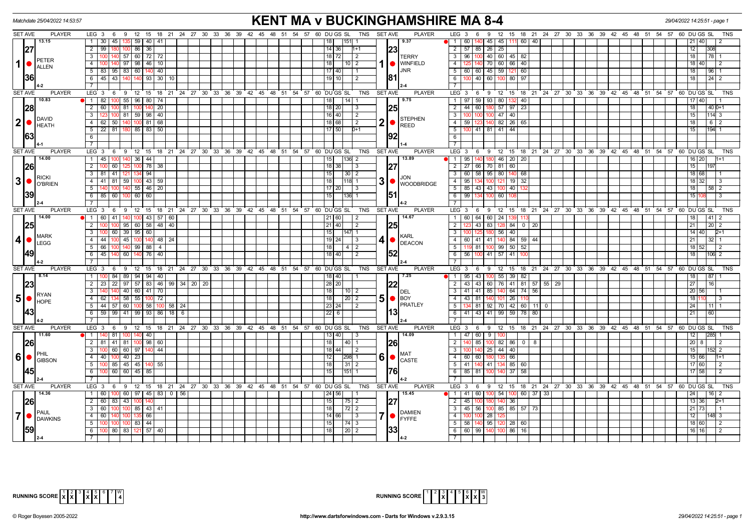Matchdate 25/04/2022 14:53:57

# KENT MA v BUCKINGHAMSHIRE MA 8-4

29/04/2022 14:25:51 - page 1

## Set 1

| SET AVE | PLAYER | LEG | 3 | 6 | 9 | 12 | 15 | 18 | 21 | 24 | 27 | 30 | DU | GS | SL | TNS |
|---|---|---|---|---|---|---|---|---|---|---|---|---|---|---|---|---|
| 13.15 / 27 / 36 | PETER ALLEN (4-2) | 1 | 30 | 45 | 135 | 59 | 40 | 41 | | | | | 18 | | 151 | 1 |
| | | 2 | 99 | 180 | 100 | 86 | 36 | | | | | | 14 | 36 | | 1+1 |
| | | 3 | 100 | 140 | 57 | 60 | 72 | 72 | | | | | 18 | 72 | | 2 |
| | | 4 | 100 | 140 | 97 | 98 | 46 | 10 | | | | | 18 | | 10 | 2 |
| | | 5 | 83 | 95 | 83 | 60 | 140 | 40 | | | | | 17 | 40 | | 1 |
| | | 6 | 45 | 43 | 140 | 140 | 93 | 30 | 10 | | | | 19 | 10 | | 2 |

| SET AVE | PLAYER | LEG | 3 | 6 | 9 | 12 | 15 | 18 | 21 | DU | GS | SL | TNS |
|---|---|---|---|---|---|---|---|---|---|---|---|---|---|
| 9.37 / 23 / 81 | TERRY WINFIELD JNR (2-4) | 1 | 60 | 140 | 45 | 45 | 111 | 60 | 40 | 21 | 40 | | 2 |
| | | 2 | 57 | 85 | 26 | 25 | | | | 12 | | 308 | |
| | | 3 | 96 | 100 | 40 | 60 | 45 | 82 | | 18 | | 78 | 1 |
| | | 4 | 125 | 140 | 70 | 60 | 66 | 40 | | 18 | 40 | | 2 |
| | | 5 | 60 | 60 | 45 | 59 | 121 | 60 | | 18 | | 96 | 1 |
| | | 6 | 100 | 40 | 60 | 100 | 80 | 97 | | 18 | | 24 | 2 |

## Set 2

| SET AVE | PLAYER | LEG | 3 | 6 | 9 | 12 | 15 | 18 | 21 | DU | GS | SL | TNS |
|---|---|---|---|---|---|---|---|---|---|---|---|---|---|
| 10.83 / 28 / 63 | DAVID HEATH (4-1) | 1 | 82 | 100 | 55 | 96 | 80 | 74 | | 18 | | 14 | 1 |
| | | 2 | 60 | 100 | 81 | 100 | 140 | 20 | | 18 | 20 | | 3 |
| | | 3 | 123 | 100 | 81 | 59 | 98 | 40 | | 16 | 40 | | 2 |
| | | 4 | 62 | 50 | 140 | 100 | 81 | 68 | | 18 | 68 | | 2 |
| | | 5 | 22 | 81 | 180 | 85 | 83 | 50 | | 17 | 50 | | 0+1 |

| SET AVE | PLAYER | LEG | 3 | 6 | 9 | 12 | 15 | 18 | 21 | DU | GS | SL | TNS |
|---|---|---|---|---|---|---|---|---|---|---|---|---|---|
| 9.75 / 25 / 92 | STEPHEN REED (1-4) | 1 | 97 | 59 | 93 | 80 | 132 | 40 | | 17 | 40 | | 1 |
| | | 2 | 44 | 60 | 180 | 57 | 97 | 23 | | 18 | | 40 | 0+1 |
| | | 3 | 100 | 100 | 100 | 47 | 40 | | | 15 | | 114 | 3 |
| | | 4 | 59 | 123 | 140 | 82 | 26 | 65 | | 18 | | 6 | 2 |
| | | 5 | 100 | 41 | 81 | 41 | 44 | | | 15 | | 194 | 1 |

## Set 3

| SET AVE | PLAYER | LEG | 3 | 6 | 9 | 12 | 15 | 18 | 21 | DU | GS | SL | TNS |
|---|---|---|---|---|---|---|---|---|---|---|---|---|---|
| 14.00 / 26 / 39 | RICKI O'BRIEN (2-4) | 1 | 45 | 100 | 140 | 36 | 44 | | | 15 | | 136 | 2 |
| | | 2 | 100 | 60 | 125 | 100 | 78 | 38 | | 18 | 38 | | 3 |
| | | 3 | 81 | 41 | 121 | 134 | 94 | | | 15 | | 30 | 2 |
| | | 4 | 41 | 81 | 59 | 100 | 43 | 59 | | 18 | | 118 | 1 |
| | | 5 | 140 | 100 | 140 | 55 | 46 | 20 | | 17 | 20 | | 3 |
| | | 6 | 85 | 60 | 100 | 60 | 60 | | | 15 | | 136 | 1 |

| SET AVE | PLAYER | LEG | 3 | 6 | 9 | 12 | 15 | 18 | 21 | DU | GS | SL | TNS |
|---|---|---|---|---|---|---|---|---|---|---|---|---|---|
| 13.89 / 27 / 51 | JON WOODBRIDGE (4-2) | 1 | 95 | 140 | 180 | 46 | 20 | 20 | | 16 | 20 | | 1+1 |
| | | 2 | 27 | 66 | 70 | 81 | 60 | | | 15 | | 197 | |
| | | 3 | 60 | 58 | 95 | 80 | 140 | 68 | | 18 | 68 | | 1 |
| | | 4 | 95 | 134 | 100 | 121 | 19 | 32 | | 18 | 32 | | 3 |
| | | 5 | 85 | 43 | 43 | 100 | 40 | 132 | | 18 | | 58 | 2 |
| | | 6 | 99 | 134 | 100 | 60 | 108 | | | 15 | 108 | | 3 |

## Set 4

| SET AVE | PLAYER | LEG | 3 | 6 | 9 | 12 | 15 | 18 | 21 | DU | GS | SL | TNS |
|---|---|---|---|---|---|---|---|---|---|---|---|---|---|
| 14.00 / 25 / 49 | MARK LEGG (4-2) | 1 | 60 | 41 | 140 | 100 | 43 | 57 | 60 | 21 | 60 | | 2 |
| | | 2 | 100 | 100 | 95 | 60 | 58 | 48 | 40 | 21 | 40 | | 2 |
| | | 3 | 100 | 60 | 39 | 95 | 60 | | | 15 | | 147 | 1 |
| | | 4 | 44 | 100 | 45 | 100 | 140 | 48 | 24 | 19 | 24 | | 3 |
| | | 5 | 66 | 100 | 140 | 99 | 88 | 4 | | 18 | | 4 | 2 |
| | | 6 | 45 | 140 | 60 | 140 | 76 | 40 | | 18 | 40 | | 2 |

| SET AVE | PLAYER | LEG | 3 | 6 | 9 | 12 | 15 | 18 | 21 | DU | GS | SL | TNS |
|---|---|---|---|---|---|---|---|---|---|---|---|---|---|
| 14.67 / 25 / 52 | KARL DEACON (2-4) | 1 | 60 | 64 | 60 | 24 | 139 | 113 | | 18 | | 41 | 2 |
| | | 2 | 123 | 43 | 83 | 128 | 84 | 0 | 20 | 21 | | 20 | 2 |
| | | 3 | 100 | 125 | 180 | 56 | 40 | | | 14 | 40 | | 2+1 |
| | | 4 | 60 | 41 | 41 | 140 | 84 | 59 | 44 | 21 | | 32 | 1 |
| | | 5 | 119 | 81 | 100 | 99 | 50 | 52 | | 18 | 52 | | 2 |
| | | 6 | 56 | 100 | 41 | 57 | 41 | 100 | | 18 | | 106 | 2 |

## Set 5

| SET AVE | PLAYER | LEG | 3 | 6 | 9 | 12 | 15 | 18 | 21 | 24 | 27 | 30 | DU | GS | SL | TNS |
|---|---|---|---|---|---|---|---|---|---|---|---|---|---|---|---|---|
| 8.14 / 23 / 43 | RYAN HOPE (4-2) | 1 | 100 | 84 | 89 | 94 | 94 | 40 | | | | | 18 | 40 | | 1 |
| | | 2 | 23 | 22 | 97 | 57 | 83 | 46 | 99 | 34 | 20 | 20 | 28 | 20 | | |
| | | 3 | 140 | 140 | 40 | 60 | 41 | 70 | | | | | 18 | | 10 | 2 |
| | | 4 | 62 | 134 | 58 | 55 | 100 | 72 | | | | | 18 | | 20 | 2 |
| | | 5 | 44 | 57 | 60 | 100 | 58 | 100 | 58 | 24 | | | 23 | 24 | | 2 |
| | | 6 | 59 | 99 | 41 | 99 | 93 | 86 | 18 | 6 | | | 22 | 6 | | |

| SET AVE | PLAYER | LEG | 3 | 6 | 9 | 12 | 15 | 18 | 21 | 24 | 27 | DU | GS | SL | TNS |
|---|---|---|---|---|---|---|---|---|---|---|---|---|---|---|---|
| 7.25 / 22 / 13 | DEL BOY PRATLEY (2-4) | 1 | 95 | 43 | 100 | 55 | 39 | 82 | | | | 18 | | 87 | 1 |
| | | 2 | 43 | 43 | 60 | 76 | 41 | 81 | 57 | 55 | 29 | 27 | | 16 | |
| | | 3 | 41 | 41 | 85 | 140 | 64 | 74 | 56 | | | 20 | 56 | | 1 |
| | | 4 | 43 | 81 | 140 | 101 | 26 | 110 | | | | 18 | 110 | | 3 |
| | | 5 | 134 | 81 | 92 | 70 | 42 | 60 | 11 | 0 | | 24 | | 11 | 1 |
| | | 6 | 41 | 43 | 41 | 99 | 59 | 78 | 80 | | | 21 | | 60 | |

## Set 6

| SET AVE | PLAYER | LEG | 3 | 6 | 9 | 12 | 15 | 18 | 21 | DU | GS | SL | TNS |
|---|---|---|---|---|---|---|---|---|---|---|---|---|---|
| 11.60 / 26 / 45 | PHIL GIBSON (2-4) | 1 | 140 | 81 | 100 | 140 | 40 | | | 13 | 40 | | 3 |
| | | 2 | 81 | 41 | 81 | 100 | 98 | 60 | | 18 | | 40 | 1 |
| | | 3 | 100 | 60 | 60 | 97 | 140 | 44 | | 18 | 44 | | 2 |
| | | 4 | 40 | 100 | 40 | 23 | | | | 12 | | 298 | 1 |
| | | 5 | 100 | 85 | 45 | 45 | 140 | 55 | | 18 | | 31 | 2 |
| | | 6 | 100 | 60 | 60 | 45 | 85 | | | 15 | | 151 | 1 |

| SET AVE | PLAYER | LEG | 3 | 6 | 9 | 12 | 15 | 18 | 21 | DU | GS | SL | TNS |
|---|---|---|---|---|---|---|---|---|---|---|---|---|---|
| 14.09 / 26 / 76 | MAT CASTE (4-2) | 1 | 47 | 60 | 9 | 100 | | | | 12 | | 285 | 1 |
| | | 2 | 140 | 85 | 100 | 82 | 86 | 0 | 8 | 20 | 8 | | 2 |
| | | 3 | 100 | 140 | 25 | 44 | 40 | | | 15 | | 152 | 2 |
| | | 4 | 60 | 60 | 180 | 135 | 66 | | | 15 | 66 | | 1+1 |
| | | 5 | 41 | 140 | 41 | 134 | 85 | 60 | | 17 | 60 | | 2 |
| | | 6 | 85 | 81 | 100 | 140 | 37 | 58 | | 17 | 58 | | 2 |

## Set 7

| SET AVE | PLAYER | LEG | 3 | 6 | 9 | 12 | 15 | 18 | 21 | 24 | DU | GS | SL | TNS |
|---|---|---|---|---|---|---|---|---|---|---|---|---|---|---|
| 14.36 / 26 / 59 | PAUL DAWKINS (2-4) | 1 | 60 | 100 | 60 | 97 | 45 | 83 | 0 | 56 | 24 | 56 | | 2 |
| | | 2 | 60 | 83 | 43 | 100 | 140 | | | | 15 | | 75 | 2 |
| | | 3 | 60 | 100 | 100 | 85 | 43 | 41 | | | 18 | | 72 | 2 |
| | | 4 | 60 | 140 | 100 | 135 | 66 | | | | 14 | 66 | | 3 |
| | | 5 | 100 | 100 | 100 | 83 | 44 | | | | 15 | | 74 | 3 |
| | | 6 | 100 | 80 | 83 | 121 | 57 | 40 | | | 18 | | 20 | 2 |

| SET AVE | PLAYER | LEG | 3 | 6 | 9 | 12 | 15 | 18 | 21 | 24 | DU | GS | SL | TNS |
|---|---|---|---|---|---|---|---|---|---|---|---|---|---|---|
| 15.45 / 27 / 33 | DAMIEN FYFFE (4-2) | 1 | 41 | 60 | 100 | 54 | 100 | 60 | 37 | 33 | 24 | | 16 | 2 |
| | | 2 | 45 | 100 | 180 | 140 | 36 | | | | 13 | 36 | | 2+1 |
| | | 3 | 45 | 56 | 100 | 85 | 85 | 57 | 73 | | 21 | 73 | | 1 |
| | | 4 | 100 | 100 | 28 | 125 | | | | | 12 | | 148 | 3 |
| | | 5 | 58 | 140 | 95 | 120 | 28 | 60 | | | 18 | 60 | | 2 |
| | | 6 | 60 | 99 | 140 | 100 | 86 | 16 | | | 16 | 16 | | 2 |

RUNNING SCORE (Home): Sets 1 X, 2 X, 4 X, 5 X — W: 4

RUNNING SCORE (Away): Sets 3 X, 6 X, 7 X — W: 3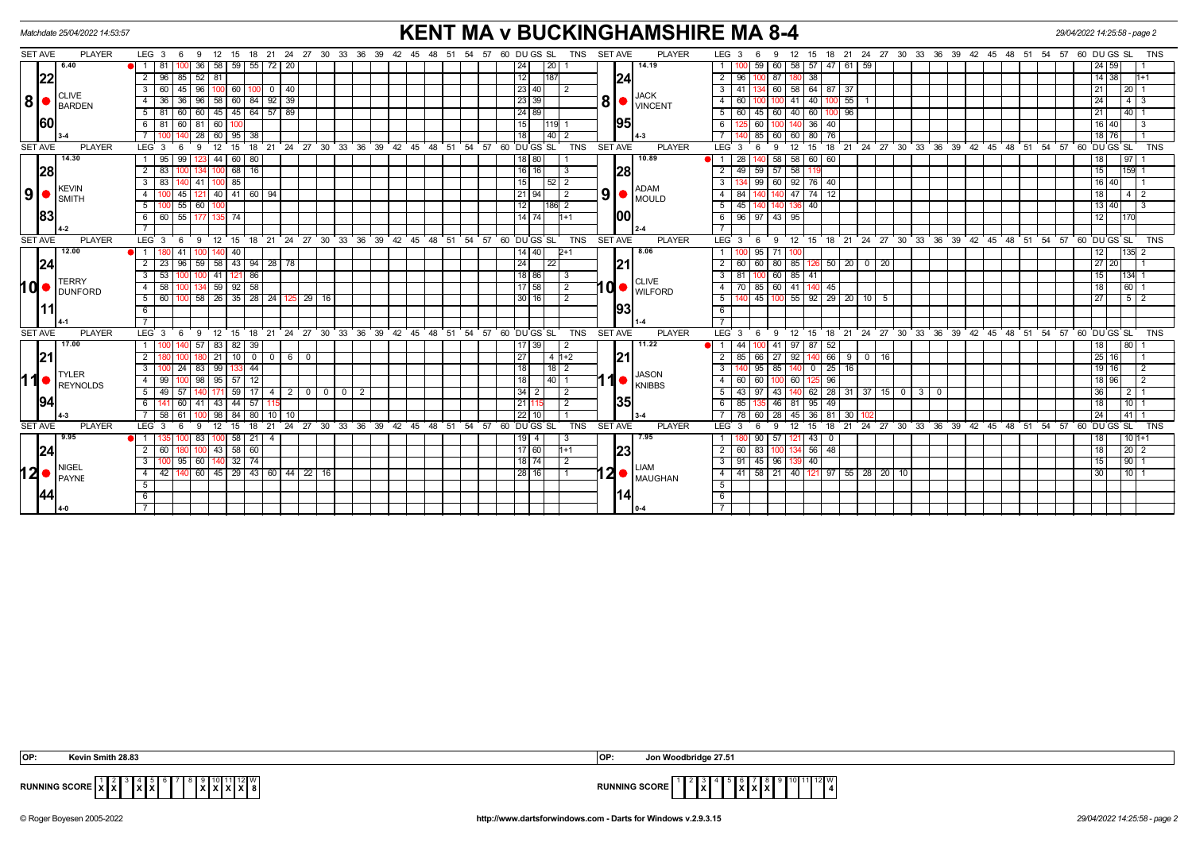# KENT MA v BUCKINGHAMSHIRE MA 8-4

Matchdate 25/04/2022 14:53:57

29/04/2022 14:25:58 - page 2

| SET AVE | PLAYER | LEG | 3 | 6 | 9 | 12 | 15 | 18 | 21 | 24 | 27 | 30 | DU | GS | SL | TNS | SET AVE | PLAYER | LEG | 3 | 6 | 9 | 12 | 15 | 18 | 21 | 24 | 27 | 30 | 33 | 36 | DU | GS | SL | TNS |
|---|---|---|---|---|---|---|---|---|---|---|---|---|---|---|---|---|---|---|---|---|---|---|---|---|---|---|---|---|---|---|---|---|---|---|---|
| 6.40 | 8 CLIVE BARDEN | 1 | 81 | 100 | 36 | 58 | 59 | 55 | 72 | 20 | | | 24 | | 20 | 1 | 14.19 | 8 JACK VINCENT | 1 | 100 | 59 | 60 | 58 | 57 | 47 | 61 | 59 | | | | | 24 | 59 | | 1 |
| 22 | | 2 | 96 | 85 | 52 | 81 | | | | | | | 12 | | 187 | | 24 | | 2 | 96 | 100 | 87 | 180 | 38 | | | | | | | | 14 | 38 | | 1+1 |
| | | 3 | 60 | 45 | 96 | 100 | 60 | 100 | 0 | 40 | | | 23 | 40 | | 2 | | | 3 | 41 | 134 | 60 | 58 | 64 | 87 | 37 | | | | | | 21 | | 20 | 1 |
| | | 4 | 36 | 36 | 96 | 58 | 60 | 84 | 92 | 39 | | | 23 | 39 | | | | | 4 | 60 | 100 | 100 | 41 | 40 | 100 | 55 | 1 | | | | | 24 | | 4 | 3 |
| 60 | | 5 | 81 | 60 | 60 | 45 | 45 | 64 | 57 | 89 | | | 24 | 89 | | | 95 | | 5 | 60 | 45 | 60 | 40 | 60 | 100 | 96 | | | | | | 21 | | 40 | 1 |
| | | 6 | 81 | 60 | 81 | 60 | 100 | | | | | | 15 | | 119 | 1 | | | 6 | 125 | 60 | 100 | 140 | 36 | 40 | | | | | | | 16 | 40 | | 3 |
| | 3-4 | 7 | 100 | 140 | 28 | 60 | 95 | 38 | | | | | 18 | | 40 | 2 | | 4-3 | 7 | 140 | 85 | 60 | 60 | 80 | 76 | | | | | | | 18 | 76 | | 1 |
| 14.30 | 9 KEVIN SMITH | 1 | 95 | 99 | 123 | 44 | 60 | 80 | | | | | 18 | 80 | | 1 | 10.89 | 9 ADAM MOULD | 1 | 28 | 140 | 58 | 58 | 60 | 60 | | | | | | | 18 | | 97 | 1 |
| 28 | | 2 | 83 | 100 | 134 | 100 | 68 | 16 | | | | | 16 | 16 | | 3 | 28 | | 2 | 49 | 59 | 57 | 58 | 119 | | | | | | | | 15 | | 159 | 1 |
| | | 3 | 83 | 140 | 41 | 100 | 85 | | | | | | 15 | | 52 | 2 | | | 3 | 134 | 99 | 60 | 92 | 76 | 40 | | | | | | | 16 | 40 | | 1 |
| | | 4 | 100 | 45 | 121 | 40 | 41 | 60 | 94 | | | | 21 | 94 | | 2 | | | 4 | 84 | 140 | 140 | 47 | 74 | 12 | | | | | | | 18 | | 4 | 2 |
| 83 | | 5 | 100 | 55 | 60 | 100 | | | | | | | 12 | | 186 | 2 | 00 | | 5 | 45 | 140 | 140 | 136 | 40 | | | | | | | | 13 | 40 | | 3 |
| | | 6 | 60 | 55 | 177 | 135 | 74 | | | | | | 14 | 74 | | 1+1 | | | 6 | 96 | 97 | 43 | 95 | | | | | | | | | 12 | | 170 | |
| | 4-2 | 7 | | | | | | | | | | | | | | | | 2-4 | 7 | | | | | | | | | | | | | | | | |
| 12.00 | 10 TERRY DUNFORD | 1 | 180 | 41 | 100 | 140 | 40 | | | | | | 14 | 40 | | 2+1 | 8.06 | 10 CLIVE WILFORD | 1 | 100 | 95 | 71 | 100 | | | | | | | | | 12 | | 135 | 2 |
| 24 | | 2 | 23 | 96 | 59 | 58 | 43 | 94 | 28 | 78 | | | 24 | | 22 | | 21 | | 2 | 60 | 60 | 80 | 85 | 126 | 50 | 20 | 0 | 20 | | | | 27 | 20 | | 1 |
| | | 3 | 53 | 100 | 100 | 41 | 121 | 86 | | | | | 18 | 86 | | 3 | | | 3 | 81 | 100 | 60 | 85 | 41 | | | | | | | | 15 | | 134 | 1 |
| | | 4 | 58 | 100 | 134 | 59 | 92 | 58 | | | | | 17 | 58 | | 2 | | | 4 | 70 | 85 | 60 | 41 | 140 | 45 | | | | | | | 18 | | 60 | 1 |
| | | 5 | 60 | 100 | 58 | 26 | 35 | 28 | 24 | 125 | 29 | 16 | 30 | 16 | | 2 | | | 5 | 140 | 45 | 100 | 55 | 92 | 29 | 20 | 10 | 5 | | | | 27 | | 5 | 2 |
| 11 | | 6 | | | | | | | | | | | | | | | 93 | | 6 | | | | | | | | | | | | | | | | |
| | 4-1 | 7 | | | | | | | | | | | | | | | | 1-4 | 7 | | | | | | | | | | | | | | | | |
| 17.00 | 11 TYLER REYNOLDS | 1 | 100 | 140 | 57 | 83 | 82 | 39 | | | | | 17 | 39 | | 2 | 11.22 | 11 JASON KNIBBS | 1 | 44 | 100 | 41 | 97 | 87 | 52 | | | | | | | 18 | | 80 | 1 |
| 21 | | 2 | 180 | 100 | 180 | 21 | 10 | 0 | 0 | 6 | 0 | | 27 | | 4 | 1+2 | 21 | | 2 | 85 | 66 | 27 | 92 | 140 | 66 | 9 | 0 | 16 | | | | 25 | 16 | | 1 |
| | | 3 | 100 | 24 | 83 | 99 | 133 | 44 | | | | | 18 | | 18 | 2 | | | 3 | 140 | 95 | 85 | 140 | 0 | 25 | 16 | | | | | | 19 | 16 | | 2 |
| | | 4 | 99 | 100 | 98 | 95 | 57 | 12 | | | | | 18 | | 40 | 1 | | | 4 | 60 | 60 | 100 | 60 | 125 | 96 | | | | | | | 18 | 96 | | 2 |
| | | 5 | 49 | 57 | 140 | 171 | 59 | 17 | 4 | 2 | 0 | 0 0 2 | 34 | 2 | | 2 | | | 5 | 43 | 97 | 43 | 140 | 62 | 28 | 31 | 37 | 15 | 0 | 3 | 0 | 36 | | 2 | 1 |
| 94 | | 6 | 141 | 60 | 41 | 43 | 44 | 57 | 115 | | | | 21 | 115 | | 2 | 35 | | 6 | 85 | 135 | 46 | 81 | 95 | 49 | | | | | | | 18 | | 10 | 1 |
| | 4-3 | 7 | 58 | 61 | 100 | 98 | 84 | 80 | 10 | 10 | | | 22 | 10 | | 1 | | 3-4 | 7 | 78 | 60 | 28 | 45 | 36 | 81 | 30 | 102 | | | | | 24 | | 41 | 1 |
| 9.95 | 12 NIGEL PAYNE | 1 | 135 | 100 | 83 | 100 | 58 | 21 | 4 | | | | 19 | 4 | | 3 | 7.95 | 12 LIAM MAUGHAN | 1 | 180 | 90 | 57 | 121 | 43 | 0 | | | | | | | 18 | | 10 | 1+1 |
| 24 | | 2 | 60 | 180 | 100 | 43 | 58 | 60 | | | | | 17 | 60 | | 1+1 | 23 | | 2 | 60 | 83 | 100 | 134 | 56 | 48 | | | | | | | 18 | | 20 | 2 |
| | | 3 | 100 | 95 | 60 | 140 | 32 | 74 | | | | | 18 | 74 | | 2 | | | 3 | 91 | 45 | 96 | 139 | 40 | | | | | | | | 15 | | 90 | 1 |
| | | 4 | 42 | 140 | 60 | 45 | 29 | 43 | 60 | 44 | 22 | 16 | 28 | 16 | | 1 | | | 4 | 41 | 58 | 21 | 40 | 121 | 97 | 55 | 28 | 20 | 10 | | | 30 | | 10 | 1 |
| 44 | | 5 | | | | | | | | | | | | | | | 14 | | 5 | | | | | | | | | | | | | | | | |
| | 4-0 | 6 | | | | | | | | | | | | | | | | 0-4 | 6 | | | | | | | | | | | | | | | | |

OP: Kevin Smith 28.83

OP: Jon Woodbridge 27.51

| RUNNING SCORE | 1 | 2 | 3 | 4 | 5 | 6 | 7 | 8 | 9 | 10 | 11 | 12 | W |
|---|---|---|---|---|---|---|---|---|---|---|---|---|---|
| | X | X | | X | X | | | | X | X | X | X | 8 |

| RUNNING SCORE | 1 | 2 | 3 | 4 | 5 | 6 | 7 | 8 | 9 | 10 | 11 | 12 | W |
|---|---|---|---|---|---|---|---|---|---|---|---|---|---|
| | | | X | | | X | X | X | | | | | 4 |

© Roger Boyesen 2005-2022 http://www.dartsforwindows.com - Darts for Windows v.2.9.3.15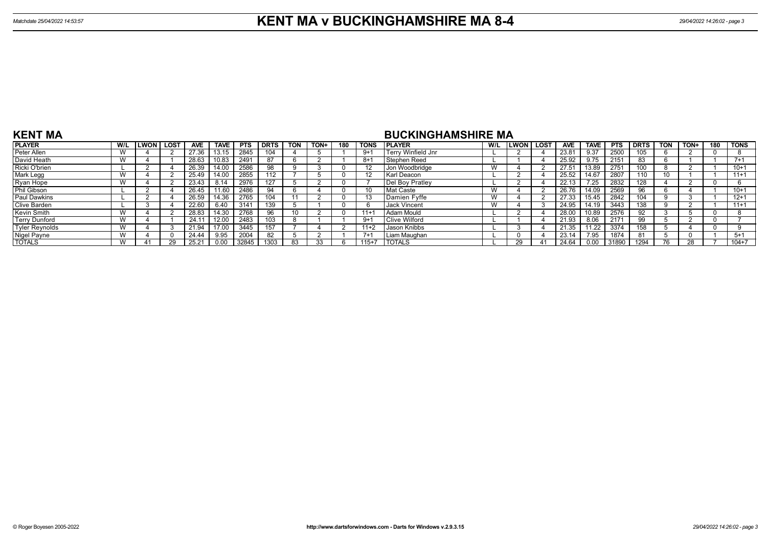# KENT MA v BUCKINGHAMSHIRE MA 8-4

Matchdate 25/04/2022 14:53:57

## KENT MA

| PLAYER | W/L | LWON | LOST | AVE | TAVE | PTS | DRTS | TON | TON+ | 180 | TONS |
|---|---|---|---|---|---|---|---|---|---|---|---|
| Peter Allen | W | 4 | 2 | 27.36 | 13.15 | 2845 | 104 | 4 | 5 | 1 | 9+1 |
| David Heath | W | 4 | 1 | 28.63 | 10.83 | 2491 | 87 | 6 | 2 | 1 | 8+1 |
| Ricki O'brien | L | 2 | 4 | 26.39 | 14.00 | 2586 | 98 | 9 | 3 | 0 | 12 |
| Mark Legg | W | 4 | 2 | 25.49 | 14.00 | 2855 | 112 | 7 | 5 | 0 | 12 |
| Ryan Hope | W | 4 | 2 | 23.43 | 8.14 | 2976 | 127 | 5 | 2 | 0 | 7 |
| Phil Gibson | L | 2 | 4 | 26.45 | 11.60 | 2486 | 94 | 6 | 4 | 0 | 10 |
| Paul Dawkins | L | 2 | 4 | 26.59 | 14.36 | 2765 | 104 | 11 | 2 | 0 | 13 |
| Clive Barden | L | 3 | 4 | 22.60 | 6.40 | 3141 | 139 | 5 | 1 | 0 | 6 |
| Kevin Smith | W | 4 | 2 | 28.83 | 14.30 | 2768 | 96 | 10 | 2 | 0 | 11+1 |
| Terry Dunford | W | 4 | 1 | 24.11 | 12.00 | 2483 | 103 | 8 | 1 | 1 | 9+1 |
| Tyler Reynolds | W | 4 | 3 | 21.94 | 17.00 | 3445 | 157 | 7 | 4 | 2 | 11+2 |
| Nigel Payne | W | 4 | 0 | 24.44 | 9.95 | 2004 | 82 | 5 | 2 | 1 | 7+1 |
| TOTALS | W | 41 | 29 | 25.21 | 0.00 | 32845 | 1303 | 83 | 33 | 6 | 115+7 |

## BUCKINGHAMSHIRE MA

| PLAYER | W/L | LWON | LOST | AVE | TAVE | PTS | DRTS | TON | TON+ | 180 | TONS |
|---|---|---|---|---|---|---|---|---|---|---|---|
| Terry Winfield Jnr | L | 2 | 4 | 23.81 | 9.37 | 2500 | 105 | 6 | 2 | 0 | 8 |
| Stephen Reed | L | 1 | 4 | 25.92 | 9.75 | 2151 | 83 | 6 | 1 | 1 | 7+1 |
| Jon Woodbridge | W | 4 | 2 | 27.51 | 13.89 | 2751 | 100 | 8 | 2 | 1 | 10+1 |
| Karl Deacon | L | 2 | 4 | 25.52 | 14.67 | 2807 | 110 | 10 | 1 | 1 | 11+1 |
| Del Boy Pratley | L | 2 | 4 | 22.13 | 7.25 | 2832 | 128 | 4 | 2 | 0 | 6 |
| Mat Caste | W | 4 | 2 | 26.76 | 14.09 | 2569 | 96 | 6 | 4 | 1 | 10+1 |
| Damien Fyffe | W | 4 | 2 | 27.33 | 15.45 | 2842 | 104 | 9 | 3 | 1 | 12+1 |
| Jack Vincent | W | 4 | 3 | 24.95 | 14.19 | 3443 | 138 | 9 | 2 | 1 | 11+1 |
| Adam Mould | L | 2 | 4 | 28.00 | 10.89 | 2576 | 92 | 3 | 5 | 0 | 8 |
| Clive Wilford | L | 1 | 4 | 21.93 | 8.06 | 2171 | 99 | 5 | 2 | 0 | 7 |
| Jason Knibbs | L | 3 | 4 | 21.35 | 11.22 | 3374 | 158 | 5 | 4 | 0 | 9 |
| Liam Maughan | L | 0 | 4 | 23.14 | 7.95 | 1874 | 81 | 5 | 0 | 1 | 5+1 |
| TOTALS | L | 29 | 41 | 24.64 | 0.00 | 31890 | 1294 | 76 | 28 | 7 | 104+7 |